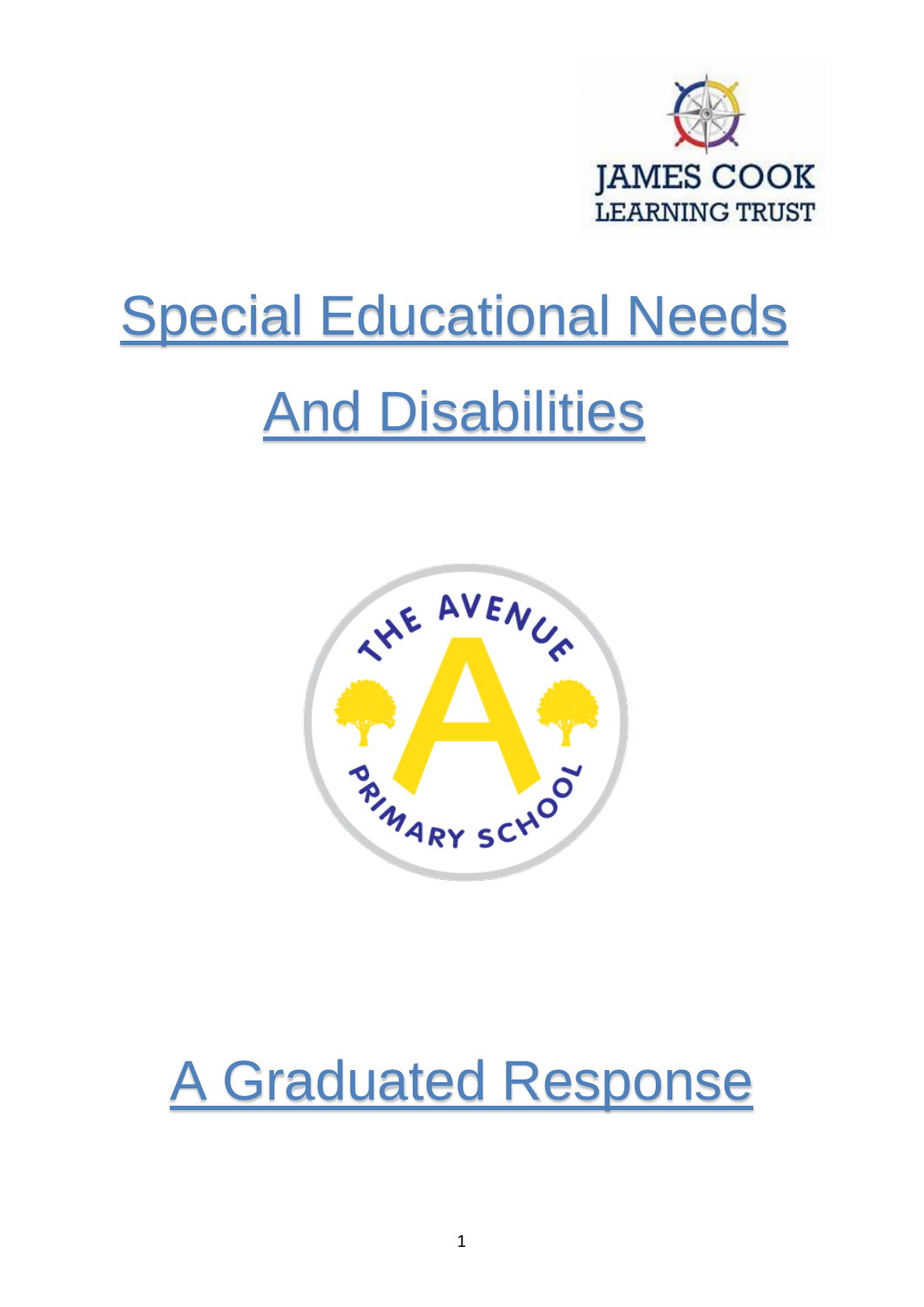JAMES COOK
LEARNING TRUST

# Special Educational Needs And Disabilities

THE AVENUE PRIMARY SCHOOL

# A Graduated Response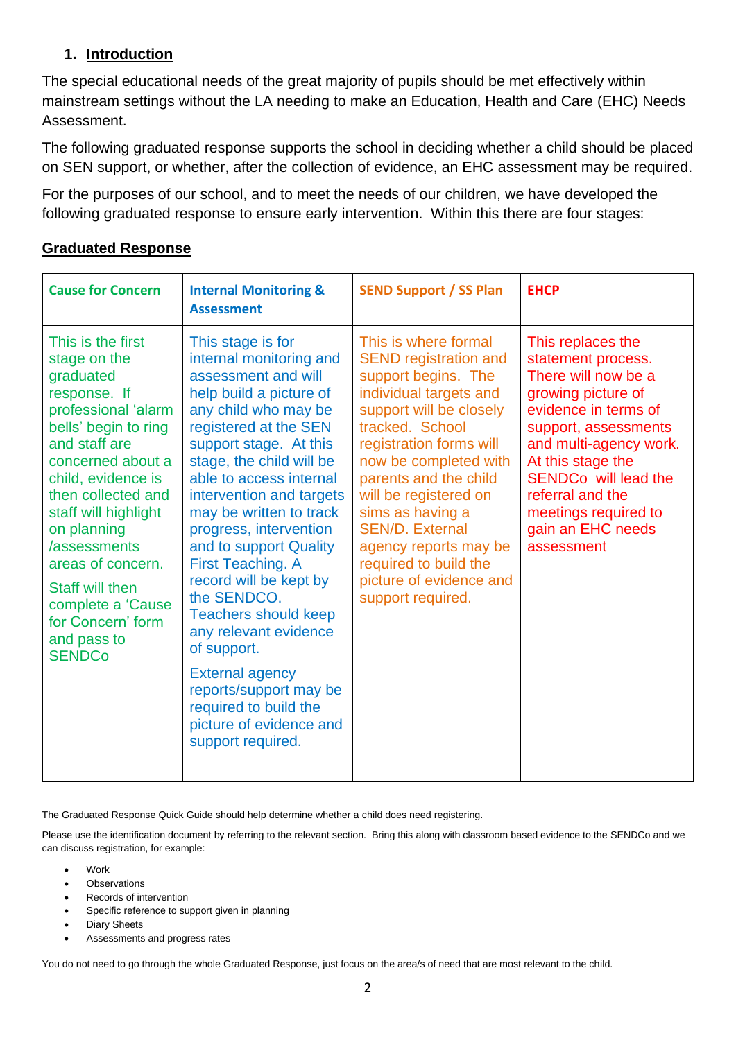## 1. Introduction

The special educational needs of the great majority of pupils should be met effectively within mainstream settings without the LA needing to make an Education, Health and Care (EHC) Needs Assessment.

The following graduated response supports the school in deciding whether a child should be placed on SEN support, or whether, after the collection of evidence, an EHC assessment may be required.

For the purposes of our school, and to meet the needs of our children, we have developed the following graduated response to ensure early intervention. Within this there are four stages:

### Graduated Response

| Cause for Concern | Internal Monitoring & Assessment | SEND Support / SS Plan | EHCP |
| --- | --- | --- | --- |
| This is the first stage on the graduated response. If professional 'alarm bells' begin to ring and staff are concerned about a child, evidence is then collected and staff will highlight on planning /assessments areas of concern. Staff will then complete a 'Cause for Concern' form and pass to SENDCo | This stage is for internal monitoring and assessment and will help build a picture of any child who may be registered at the SEN support stage. At this stage, the child will be able to access internal intervention and targets may be written to track progress, intervention and to support Quality First Teaching. A record will be kept by the SENDCO. Teachers should keep any relevant evidence of support. External agency reports/support may be required to build the picture of evidence and support required. | This is where formal SEND registration and support begins. The individual targets and support will be closely tracked. School registration forms will now be completed with parents and the child will be registered on sims as having a SEN/D. External agency reports may be required to build the picture of evidence and support required. | This replaces the statement process. There will now be a growing picture of evidence in terms of support, assessments and multi-agency work. At this stage the SENDCo will lead the referral and the meetings required to gain an EHC needs assessment |

The Graduated Response Quick Guide should help determine whether a child does need registering.

Please use the identification document by referring to the relevant section. Bring this along with classroom based evidence to the SENDCo and we can discuss registration, for example:

- Work
- Observations
- Records of intervention
- Specific reference to support given in planning
- Diary Sheets
- Assessments and progress rates

You do not need to go through the whole Graduated Response, just focus on the area/s of need that are most relevant to the child.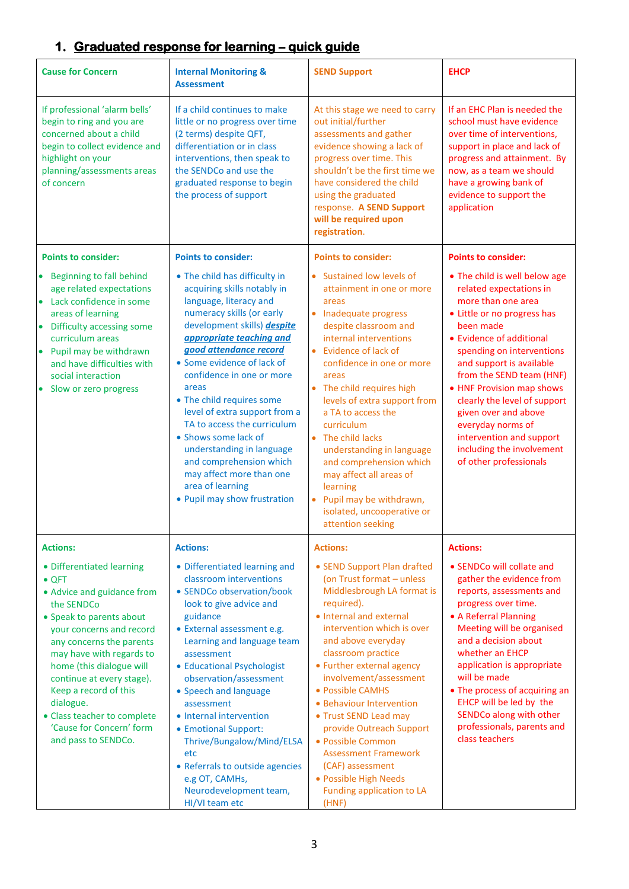## 1. Graduated response for learning – quick guide

| Cause for Concern | Internal Monitoring & Assessment | SEND Support | EHCP |
|---|---|---|---|
| If professional 'alarm bells' begin to ring and you are concerned about a child begin to collect evidence and highlight on your planning/assessments areas of concern | If a child continues to make little or no progress over time (2 terms) despite QFT, differentiation or in class interventions, then speak to the SENDCo and use the graduated response to begin the process of support | At this stage we need to carry out initial/further assessments and gather evidence showing a lack of progress over time. This shouldn't be the first time we have considered the child using the graduated response. **A SEND Support will be required upon registration.** | If an EHC Plan is needed the school must have evidence over time of interventions, support in place and lack of progress and attainment. By now, as a team we should have a growing bank of evidence to support the application |
| **Points to consider:**<br>• Beginning to fall behind age related expectations<br>• Lack confidence in some areas of learning<br>• Difficulty accessing some curriculum areas<br>• Pupil may be withdrawn and have difficulties with social interaction<br>• Slow or zero progress | **Points to consider:**<br>• The child has difficulty in acquiring skills notably in language, literacy and numeracy skills (or early development skills) ***despite appropriate teaching and good attendance record***<br>• Some evidence of lack of confidence in one or more areas<br>• The child requires some level of extra support from a TA to access the curriculum<br>• Shows some lack of understanding in language and comprehension which may affect more than one area of learning<br>• Pupil may show frustration | **Points to consider:**<br>• Sustained low levels of attainment in one or more areas<br>• Inadequate progress despite classroom and internal interventions<br>• Evidence of lack of confidence in one or more areas<br>• The child requires high levels of extra support from a TA to access the curriculum<br>• The child lacks understanding in language and comprehension which may affect all areas of learning<br>• Pupil may be withdrawn, isolated, uncooperative or attention seeking | **Points to consider:**<br>• The child is well below age related expectations in more than one area<br>• Little or no progress has been made<br>• Evidence of additional spending on interventions and support is available from the SEND team (HNF)<br>• HNF Provision map shows clearly the level of support given over and above everyday norms of intervention and support including the involvement of other professionals |
| **Actions:**<br>• Differentiated learning<br>• QFT<br>• Advice and guidance from the SENDCo<br>• Speak to parents about your concerns and record any concerns the parents may have with regards to home (this dialogue will continue at every stage). Keep a record of this dialogue.<br>• Class teacher to complete 'Cause for Concern' form and pass to SENDCo. | **Actions:**<br>• Differentiated learning and classroom interventions<br>• SENDCo observation/book look to give advice and guidance<br>• External assessment e.g. Learning and language team assessment<br>• Educational Psychologist observation/assessment<br>• Speech and language assessment<br>• Internal intervention<br>• Emotional Support: Thrive/Bungalow/Mind/ELSA etc<br>• Referrals to outside agencies e.g OT, CAMHs, Neurodevelopment team, HI/VI team etc | **Actions:**<br>• SEND Support Plan drafted (on Trust format – unless Middlesbrough LA format is required).<br>• Internal and external intervention which is over and above everyday classroom practice<br>• Further external agency involvement/assessment<br>• Possible CAMHS<br>• Behaviour Intervention<br>• Trust SEND Lead may provide Outreach Support<br>• Possible Common Assessment Framework (CAF) assessment<br>• Possible High Needs Funding application to LA (HNF) | **Actions:**<br>• SENDCo will collate and gather the evidence from reports, assessments and progress over time.<br>• A Referral Planning Meeting will be organised and a decision about whether an EHCP application is appropriate will be made<br>• The process of acquiring an EHCP will be led by the SENDCo along with other professionals, parents and class teachers |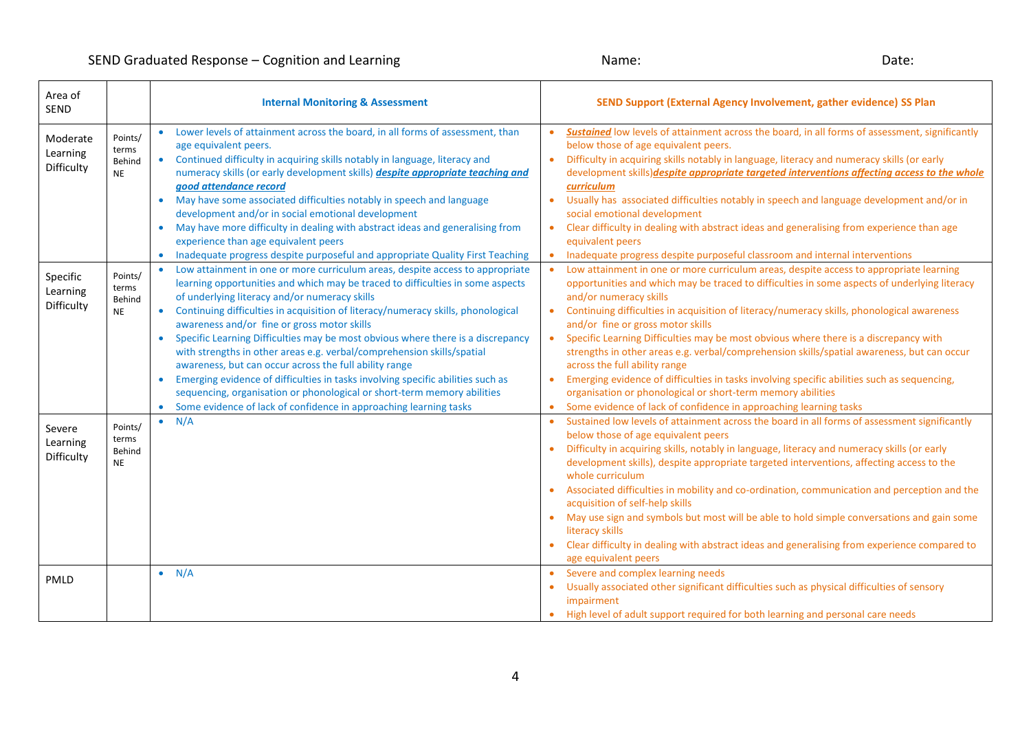SEND Graduated Response – Cognition and Learning Name: Date:

| Area of SEND | | Internal Monitoring & Assessment | SEND Support (External Agency Involvement, gather evidence) SS Plan |
|---|---|---|---|
| Moderate Learning Difficulty | Points/ terms Behind NE | • Lower levels of attainment across the board, in all forms of assessment, than age equivalent peers.<br>• Continued difficulty in acquiring skills notably in language, literacy and numeracy skills (or early development skills) ***despite appropriate teaching and good attendance record***<br>• May have some associated difficulties notably in speech and language development and/or in social emotional development<br>• May have more difficulty in dealing with abstract ideas and generalising from experience than age equivalent peers<br>• Inadequate progress despite purposeful and appropriate Quality First Teaching | • ***Sustained*** low levels of attainment across the board, in all forms of assessment, significantly below those of age equivalent peers.<br>• Difficulty in acquiring skills notably in language, literacy and numeracy skills (or early development skills)***despite appropriate targeted interventions affecting access to the whole curriculum***<br>• Usually has associated difficulties notably in speech and language development and/or in social emotional development<br>• Clear difficulty in dealing with abstract ideas and generalising from experience than age equivalent peers<br>• Inadequate progress despite purposeful classroom and internal interventions |
| Specific Learning Difficulty | Points/ terms Behind NE | • Low attainment in one or more curriculum areas, despite access to appropriate learning opportunities and which may be traced to difficulties in some aspects of underlying literacy and/or numeracy skills<br>• Continuing difficulties in acquisition of literacy/numeracy skills, phonological awareness and/or fine or gross motor skills<br>• Specific Learning Difficulties may be most obvious where there is a discrepancy with strengths in other areas e.g. verbal/comprehension skills/spatial awareness, but can occur across the full ability range<br>• Emerging evidence of difficulties in tasks involving specific abilities such as sequencing, organisation or phonological or short-term memory abilities<br>• Some evidence of lack of confidence in approaching learning tasks | • Low attainment in one or more curriculum areas, despite access to appropriate learning opportunities and which may be traced to difficulties in some aspects of underlying literacy and/or numeracy skills<br>• Continuing difficulties in acquisition of literacy/numeracy skills, phonological awareness and/or fine or gross motor skills<br>• Specific Learning Difficulties may be most obvious where there is a discrepancy with strengths in other areas e.g. verbal/comprehension skills/spatial awareness, but can occur across the full ability range<br>• Emerging evidence of difficulties in tasks involving specific abilities such as sequencing, organisation or phonological or short-term memory abilities<br>• Some evidence of lack of confidence in approaching learning tasks |
| Severe Learning Difficulty | Points/ terms Behind NE | • N/A | • Sustained low levels of attainment across the board in all forms of assessment significantly below those of age equivalent peers<br>• Difficulty in acquiring skills, notably in language, literacy and numeracy skills (or early development skills), despite appropriate targeted interventions, affecting access to the whole curriculum<br>• Associated difficulties in mobility and co-ordination, communication and perception and the acquisition of self-help skills<br>• May use sign and symbols but most will be able to hold simple conversations and gain some literacy skills<br>• Clear difficulty in dealing with abstract ideas and generalising from experience compared to age equivalent peers |
| PMLD | | • N/A | • Severe and complex learning needs<br>• Usually associated other significant difficulties such as physical difficulties of sensory impairment<br>• High level of adult support required for both learning and personal care needs |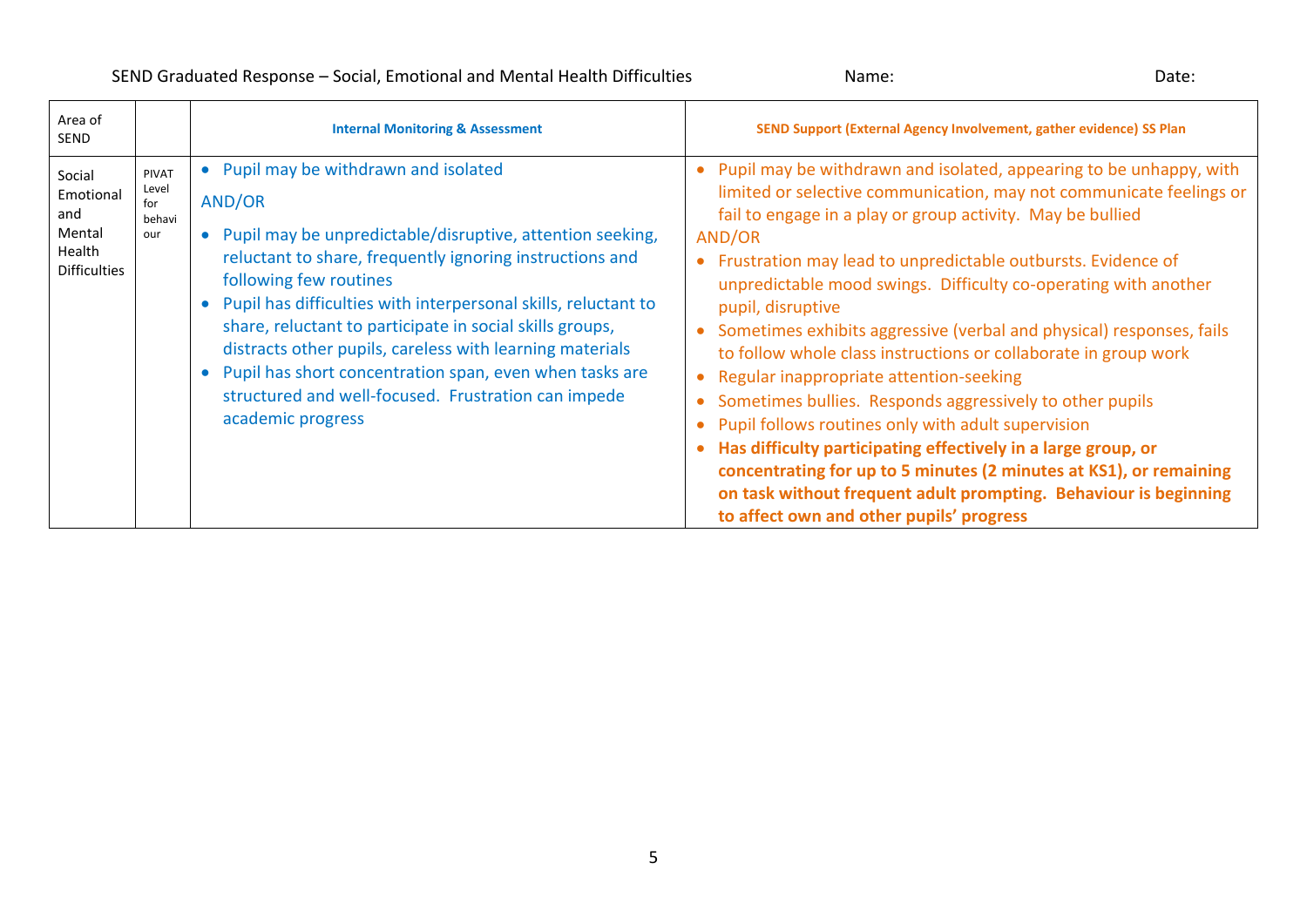SEND Graduated Response – Social, Emotional and Mental Health Difficulties Name: Date:

| Area of SEND | | Internal Monitoring & Assessment | SEND Support (External Agency Involvement, gather evidence) SS Plan |
|---|---|---|---|
| Social Emotional and Mental Health Difficulties | PIVAT Level for behaviour | • Pupil may be withdrawn and isolated<br>AND/OR<br>• Pupil may be unpredictable/disruptive, attention seeking, reluctant to share, frequently ignoring instructions and following few routines<br>• Pupil has difficulties with interpersonal skills, reluctant to share, reluctant to participate in social skills groups, distracts other pupils, careless with learning materials<br>• Pupil has short concentration span, even when tasks are structured and well-focused. Frustration can impede academic progress | • Pupil may be withdrawn and isolated, appearing to be unhappy, with limited or selective communication, may not communicate feelings or fail to engage in a play or group activity. May be bullied<br>AND/OR<br>• Frustration may lead to unpredictable outbursts. Evidence of unpredictable mood swings. Difficulty co-operating with another pupil, disruptive<br>• Sometimes exhibits aggressive (verbal and physical) responses, fails to follow whole class instructions or collaborate in group work<br>• Regular inappropriate attention-seeking<br>• Sometimes bullies. Responds aggressively to other pupils<br>• Pupil follows routines only with adult supervision<br>• **Has difficulty participating effectively in a large group, or concentrating for up to 5 minutes (2 minutes at KS1), or remaining on task without frequent adult prompting. Behaviour is beginning to affect own and other pupils' progress** |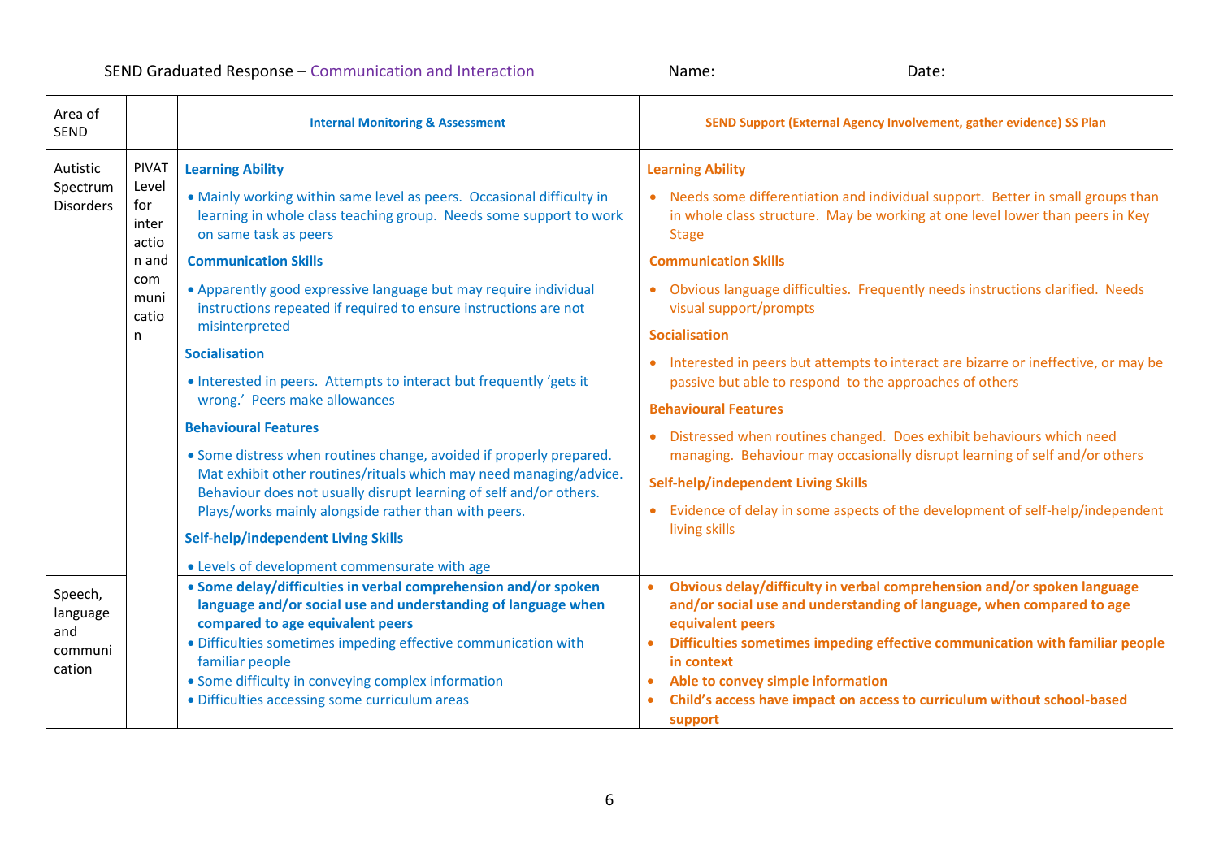SEND Graduated Response – Communication and Interaction Name: Date:

| Area of SEND | | Internal Monitoring & Assessment | SEND Support (External Agency Involvement, gather evidence) SS Plan |
|---|---|---|---|
| Autistic Spectrum Disorders | PIVAT Level for interaction and communication | **Learning Ability**<br>• Mainly working within same level as peers. Occasional difficulty in learning in whole class teaching group. Needs some support to work on same task as peers<br>**Communication Skills**<br>• Apparently good expressive language but may require individual instructions repeated if required to ensure instructions are not misinterpreted<br>**Socialisation**<br>• Interested in peers. Attempts to interact but frequently 'gets it wrong.' Peers make allowances<br>**Behavioural Features**<br>• Some distress when routines change, avoided if properly prepared. Mat exhibit other routines/rituals which may need managing/advice. Behaviour does not usually disrupt learning of self and/or others. Plays/works mainly alongside rather than with peers.<br>**Self-help/independent Living Skills**<br>• Levels of development commensurate with age | **Learning Ability**<br>• Needs some differentiation and individual support. Better in small groups than in whole class structure. May be working at one level lower than peers in Key Stage<br>**Communication Skills**<br>• Obvious language difficulties. Frequently needs instructions clarified. Needs visual support/prompts<br>**Socialisation**<br>• Interested in peers but attempts to interact are bizarre or ineffective, or may be passive but able to respond to the approaches of others<br>**Behavioural Features**<br>• Distressed when routines changed. Does exhibit behaviours which need managing. Behaviour may occasionally disrupt learning of self and/or others<br>**Self-help/independent Living Skills**<br>• Evidence of delay in some aspects of the development of self-help/independent living skills |
| Speech, language and communication | | • **Some delay/difficulties in verbal comprehension and/or spoken language and/or social use and understanding of language when compared to age equivalent peers**<br>• Difficulties sometimes impeding effective communication with familiar people<br>• Some difficulty in conveying complex information<br>• Difficulties accessing some curriculum areas | • **Obvious delay/difficulty in verbal comprehension and/or spoken language and/or social use and understanding of language, when compared to age equivalent peers**<br>• **Difficulties sometimes impeding effective communication with familiar people in context**<br>• **Able to convey simple information**<br>• **Child's access have impact on access to curriculum without school-based support** |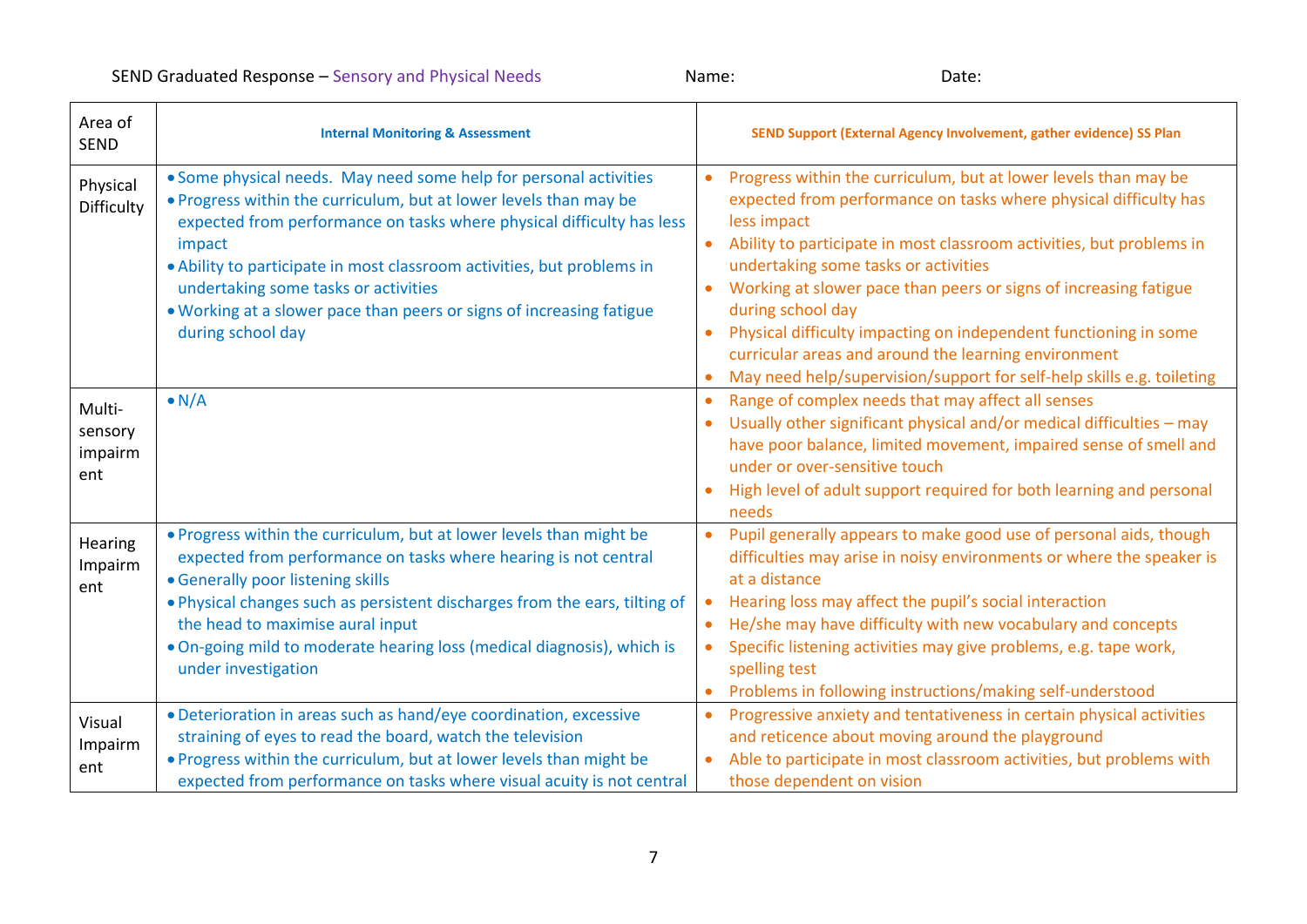SEND Graduated Response – Sensory and Physical Needs Name: Date:

| Area of SEND | Internal Monitoring & Assessment | SEND Support (External Agency Involvement, gather evidence) SS Plan |
|---|---|---|
| Physical Difficulty | • Some physical needs. May need some help for personal activities<br>• Progress within the curriculum, but at lower levels than may be expected from performance on tasks where physical difficulty has less impact<br>• Ability to participate in most classroom activities, but problems in undertaking some tasks or activities<br>• Working at a slower pace than peers or signs of increasing fatigue during school day | • Progress within the curriculum, but at lower levels than may be expected from performance on tasks where physical difficulty has less impact<br>• Ability to participate in most classroom activities, but problems in undertaking some tasks or activities<br>• Working at slower pace than peers or signs of increasing fatigue during school day<br>• Physical difficulty impacting on independent functioning in some curricular areas and around the learning environment<br>• May need help/supervision/support for self-help skills e.g. toileting |
| Multi-sensory impairment | • N/A | • Range of complex needs that may affect all senses<br>• Usually other significant physical and/or medical difficulties – may have poor balance, limited movement, impaired sense of smell and under or over-sensitive touch<br>• High level of adult support required for both learning and personal needs |
| Hearing Impairment | • Progress within the curriculum, but at lower levels than might be expected from performance on tasks where hearing is not central<br>• Generally poor listening skills<br>• Physical changes such as persistent discharges from the ears, tilting of the head to maximise aural input<br>• On-going mild to moderate hearing loss (medical diagnosis), which is under investigation | • Pupil generally appears to make good use of personal aids, though difficulties may arise in noisy environments or where the speaker is at a distance<br>• Hearing loss may affect the pupil's social interaction<br>• He/she may have difficulty with new vocabulary and concepts<br>• Specific listening activities may give problems, e.g. tape work, spelling test<br>• Problems in following instructions/making self-understood |
| Visual Impairment | • Deterioration in areas such as hand/eye coordination, excessive straining of eyes to read the board, watch the television<br>• Progress within the curriculum, but at lower levels than might be expected from performance on tasks where visual acuity is not central | • Progressive anxiety and tentativeness in certain physical activities and reticence about moving around the playground<br>• Able to participate in most classroom activities, but problems with those dependent on vision |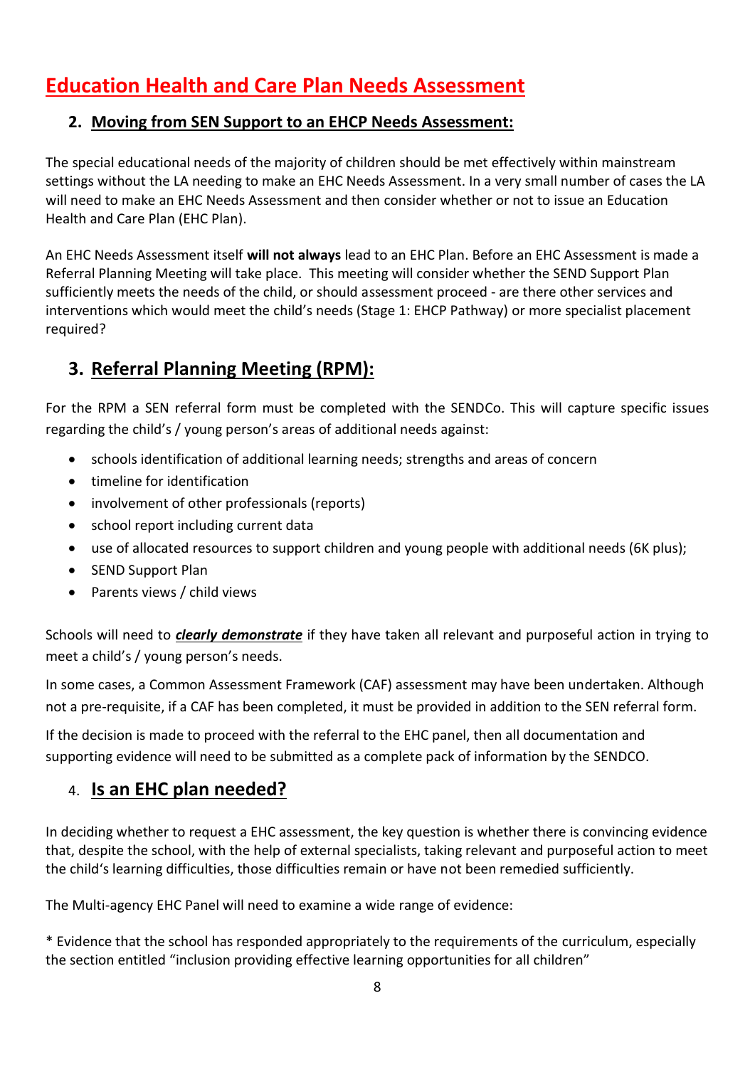# Education Health and Care Plan Needs Assessment

## 2. Moving from SEN Support to an EHCP Needs Assessment:

The special educational needs of the majority of children should be met effectively within mainstream settings without the LA needing to make an EHC Needs Assessment. In a very small number of cases the LA will need to make an EHC Needs Assessment and then consider whether or not to issue an Education Health and Care Plan (EHC Plan).

An EHC Needs Assessment itself **will not always** lead to an EHC Plan. Before an EHC Assessment is made a Referral Planning Meeting will take place. This meeting will consider whether the SEND Support Plan sufficiently meets the needs of the child, or should assessment proceed - are there other services and interventions which would meet the child's needs (Stage 1: EHCP Pathway) or more specialist placement required?

## 3. Referral Planning Meeting (RPM):

For the RPM a SEN referral form must be completed with the SENDCo. This will capture specific issues regarding the child's / young person's areas of additional needs against:

- schools identification of additional learning needs; strengths and areas of concern
- timeline for identification
- involvement of other professionals (reports)
- school report including current data
- use of allocated resources to support children and young people with additional needs (6K plus);
- SEND Support Plan
- Parents views / child views

Schools will need to ***clearly demonstrate*** if they have taken all relevant and purposeful action in trying to meet a child's / young person's needs.

In some cases, a Common Assessment Framework (CAF) assessment may have been undertaken. Although not a pre-requisite, if a CAF has been completed, it must be provided in addition to the SEN referral form.

If the decision is made to proceed with the referral to the EHC panel, then all documentation and supporting evidence will need to be submitted as a complete pack of information by the SENDCO.

## 4. Is an EHC plan needed?

In deciding whether to request a EHC assessment, the key question is whether there is convincing evidence that, despite the school, with the help of external specialists, taking relevant and purposeful action to meet the child's learning difficulties, those difficulties remain or have not been remedied sufficiently.

The Multi-agency EHC Panel will need to examine a wide range of evidence:

* Evidence that the school has responded appropriately to the requirements of the curriculum, especially the section entitled "inclusion providing effective learning opportunities for all children"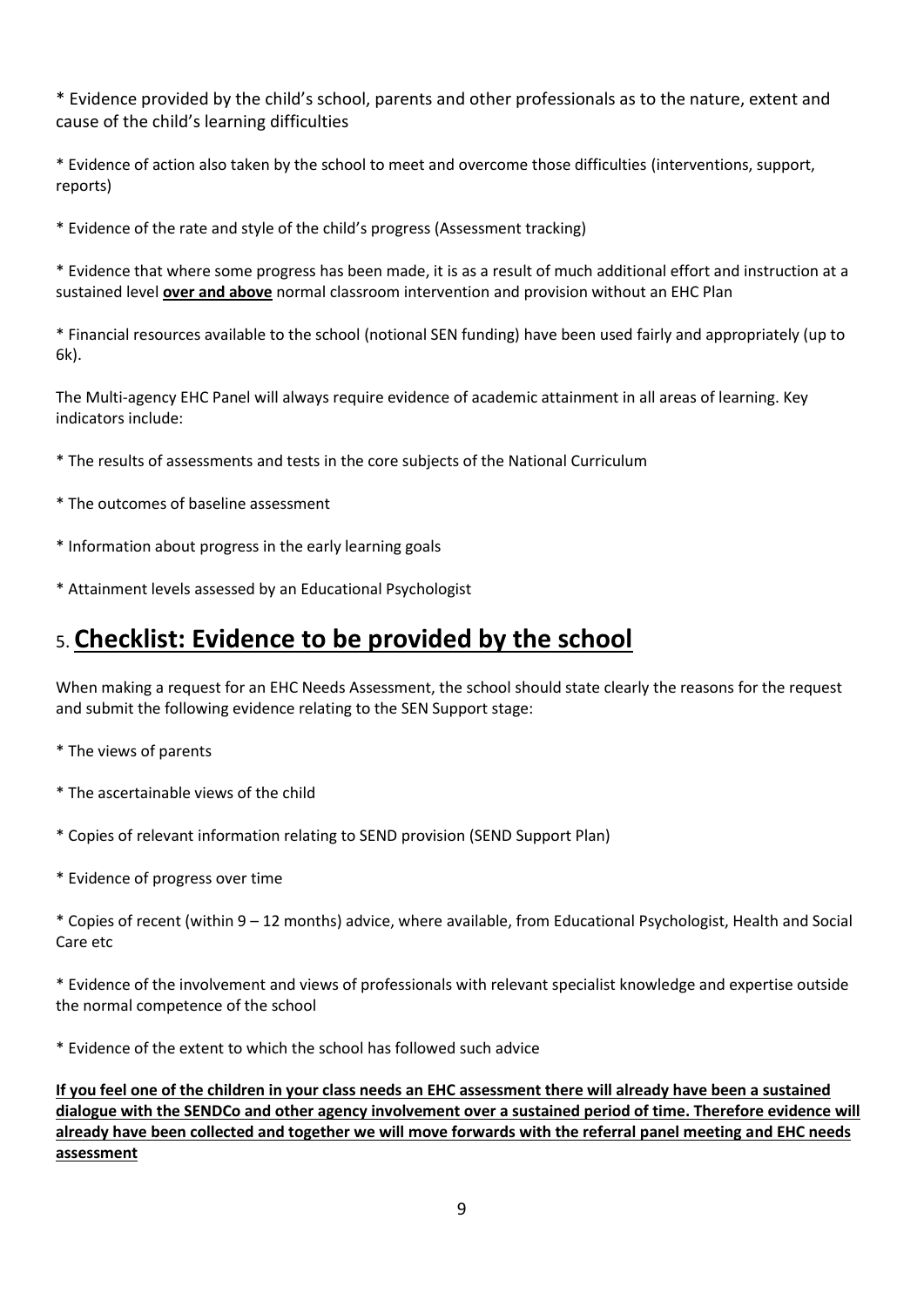* Evidence provided by the child's school, parents and other professionals as to the nature, extent and cause of the child's learning difficulties

* Evidence of action also taken by the school to meet and overcome those difficulties (interventions, support, reports)

* Evidence of the rate and style of the child's progress (Assessment tracking)

* Evidence that where some progress has been made, it is as a result of much additional effort and instruction at a sustained level **<u>over and above</u>** normal classroom intervention and provision without an EHC Plan

* Financial resources available to the school (notional SEN funding) have been used fairly and appropriately (up to 6k).

The Multi-agency EHC Panel will always require evidence of academic attainment in all areas of learning. Key indicators include:

* The results of assessments and tests in the core subjects of the National Curriculum

* The outcomes of baseline assessment

* Information about progress in the early learning goals

* Attainment levels assessed by an Educational Psychologist

## 5. Checklist: Evidence to be provided by the school

When making a request for an EHC Needs Assessment, the school should state clearly the reasons for the request and submit the following evidence relating to the SEN Support stage:

* The views of parents

* The ascertainable views of the child

* Copies of relevant information relating to SEND provision (SEND Support Plan)

* Evidence of progress over time

* Copies of recent (within 9 – 12 months) advice, where available, from Educational Psychologist, Health and Social Care etc

* Evidence of the involvement and views of professionals with relevant specialist knowledge and expertise outside the normal competence of the school

* Evidence of the extent to which the school has followed such advice

**<u>If you feel one of the children in your class needs an EHC assessment there will already have been a sustained dialogue with the SENDCo and other agency involvement over a sustained period of time. Therefore evidence will already have been collected and together we will move forwards with the referral panel meeting and EHC needs assessment</u>**